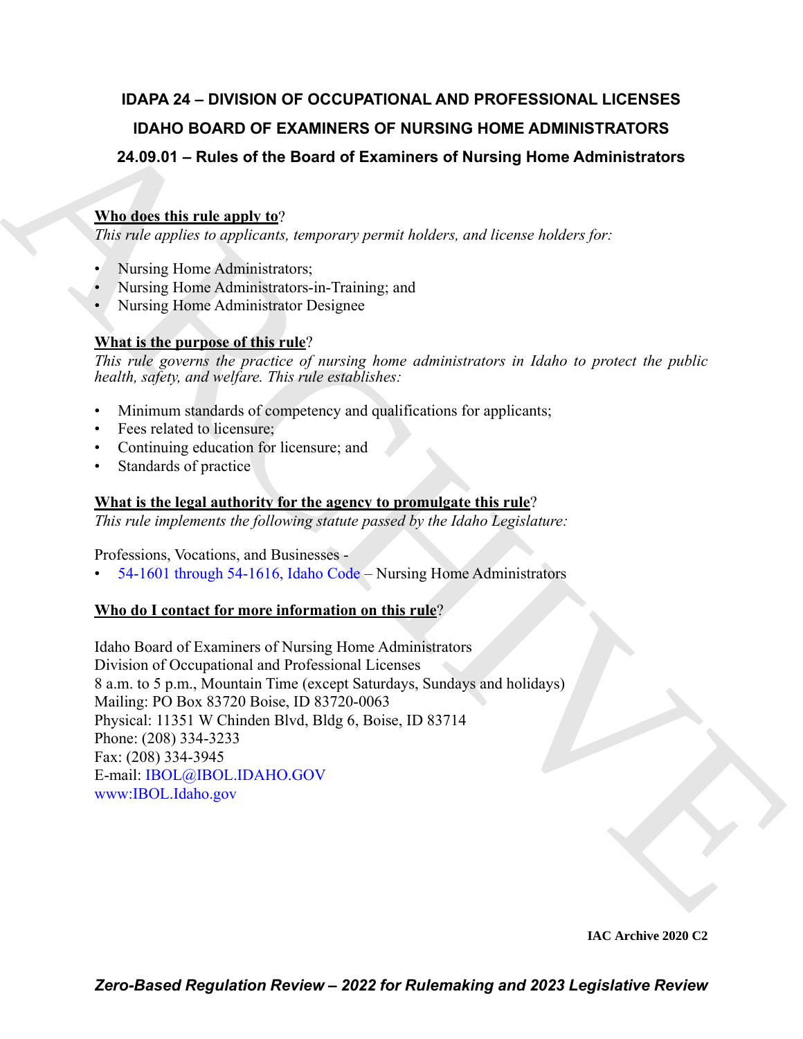# IDAPA 24 – DIVISION OF OCCUPATIONAL AND PROFESSIONAL LICENSES

## IDAHO BOARD OF EXAMINERS OF NURSING HOME ADMINISTRATORS

### 24.09.01 – Rules of the Board of Examiners of Nursing Home Administrators

**Who does this rule apply to**?

*This rule applies to applicants, temporary permit holders, and license holders for:*

- Nursing Home Administrators;
- Nursing Home Administrators-in-Training; and
- Nursing Home Administrator Designee

**What is the purpose of this rule**?

*This rule governs the practice of nursing home administrators in Idaho to protect the public health, safety, and welfare. This rule establishes:*

- Minimum standards of competency and qualifications for applicants;
- Fees related to licensure;
- Continuing education for licensure; and
- Standards of practice

**What is the legal authority for the agency to promulgate this rule**?

*This rule implements the following statute passed by the Idaho Legislature:*

Professions, Vocations, and Businesses -

- 54-1601 through 54-1616, Idaho Code – Nursing Home Administrators

**Who do I contact for more information on this rule**?

Idaho Board of Examiners of Nursing Home Administrators
Division of Occupational and Professional Licenses
8 a.m. to 5 p.m., Mountain Time (except Saturdays, Sundays and holidays)
Mailing: PO Box 83720 Boise, ID 83720-0063
Physical: 11351 W Chinden Blvd, Bldg 6, Boise, ID 83714
Phone: (208) 334-3233
Fax: (208) 334-3945
E-mail: IBOL@IBOL.IDAHO.GOV
www:IBOL.Idaho.gov

**IAC Archive 2020 C2**

***Zero-Based Regulation Review – 2022 for Rulemaking and 2023 Legislative Review***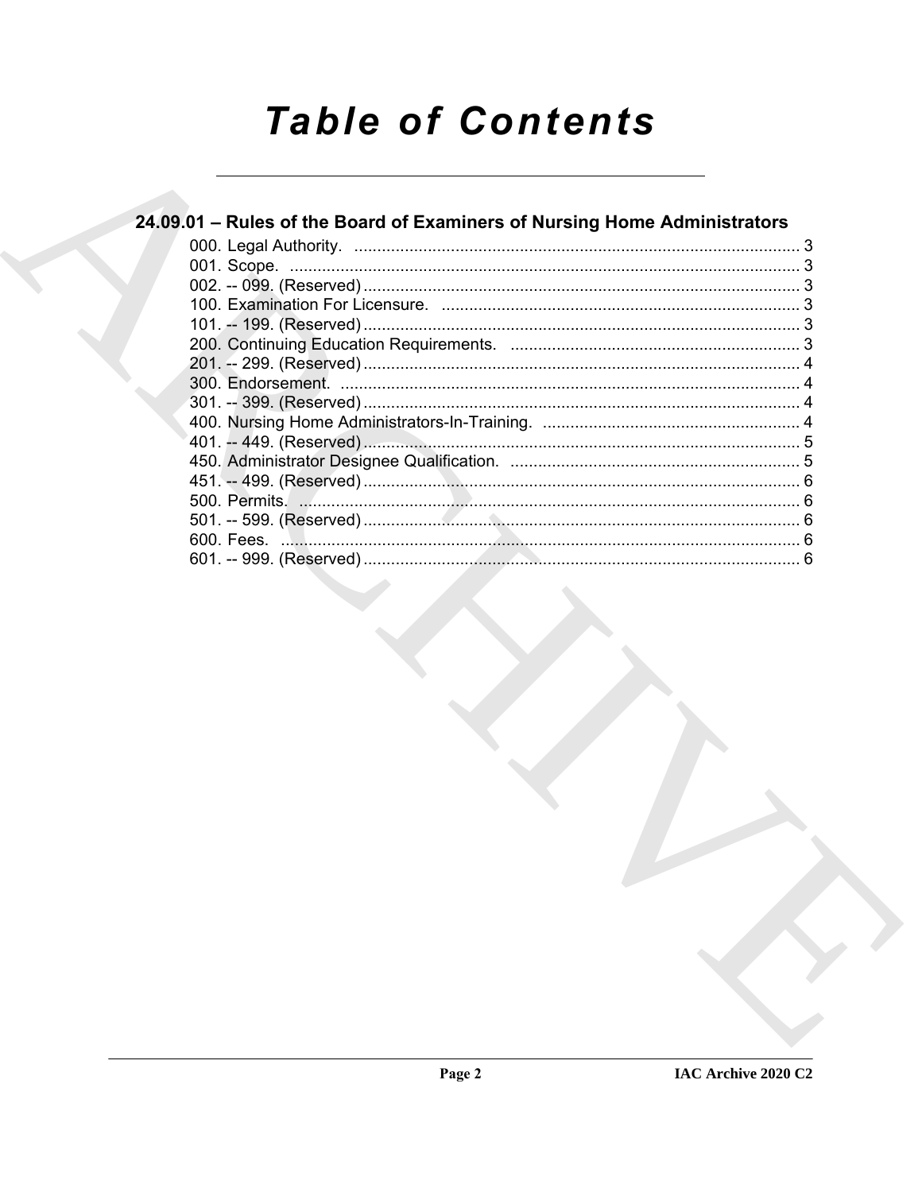# Table of Contents

## 24.09.01 – Rules of the Board of Examiners of Nursing Home Administrators

000. Legal Authority. ........................................................................................ 3
001. Scope. ........................................................................................................ 3
002. -- 099. (Reserved) ...................................................................................... 3
100. Examination For Licensure. ..................................................................... 3
101. -- 199. (Reserved) ...................................................................................... 3
200. Continuing Education Requirements. ...................................................... 3
201. -- 299. (Reserved) ...................................................................................... 4
300. Endorsement. ............................................................................................ 4
301. -- 399. (Reserved) ...................................................................................... 4
400. Nursing Home Administrators-In-Training. ............................................. 4
401. -- 449. (Reserved) ...................................................................................... 5
450. Administrator Designee Qualification. .................................................... 5
451. -- 499. (Reserved) ...................................................................................... 6
500. Permits. ..................................................................................................... 6
501. -- 599. (Reserved) ...................................................................................... 6
600. Fees. .......................................................................................................... 6
601. -- 999. (Reserved) ...................................................................................... 6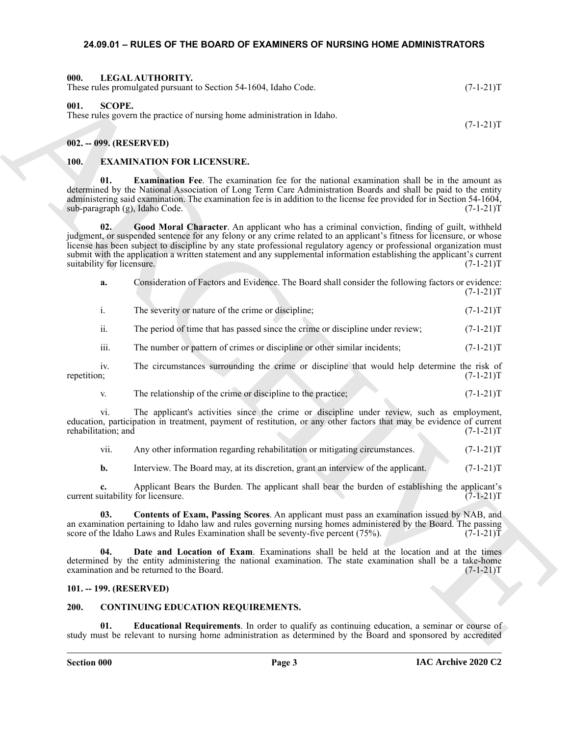## 24.09.01 – RULES OF THE BOARD OF EXAMINERS OF NURSING HOME ADMINISTRATORS

### 000. LEGAL AUTHORITY.

These rules promulgated pursuant to Section 54-1604, Idaho Code. (7-1-21)T

### 001. SCOPE.

These rules govern the practice of nursing home administration in Idaho. (7-1-21)T

### 002. -- 099. (RESERVED)

### 100. EXAMINATION FOR LICENSURE.

**01. Examination Fee**. The examination fee for the national examination shall be in the amount as determined by the National Association of Long Term Care Administration Boards and shall be paid to the entity administering said examination. The examination fee is in addition to the license fee provided for in Section 54-1604, sub-paragraph (g), Idaho Code. (7-1-21)T

**02. Good Moral Character**. An applicant who has a criminal conviction, finding of guilt, withheld judgment, or suspended sentence for any felony or any crime related to an applicant's fitness for licensure, or whose license has been subject to discipline by any state professional regulatory agency or professional organization must submit with the application a written statement and any supplemental information establishing the applicant's current suitability for licensure. (7-1-21)T

**a.** Consideration of Factors and Evidence. The Board shall consider the following factors or evidence: (7-1-21)T

i. The severity or nature of the crime or discipline; (7-1-21)T

ii. The period of time that has passed since the crime or discipline under review; (7-1-21)T

iii. The number or pattern of crimes or discipline or other similar incidents; (7-1-21)T

iv. The circumstances surrounding the crime or discipline that would help determine the risk of repetition; (7-1-21)T

v. The relationship of the crime or discipline to the practice; (7-1-21)T

vi. The applicant's activities since the crime or discipline under review, such as employment, education, participation in treatment, payment of restitution, or any other factors that may be evidence of current rehabilitation; and (7-1-21)T

vii. Any other information regarding rehabilitation or mitigating circumstances. (7-1-21)T

**b.** Interview. The Board may, at its discretion, grant an interview of the applicant. (7-1-21)T

**c.** Applicant Bears the Burden. The applicant shall bear the burden of establishing the applicant's current suitability for licensure. (7-1-21)T

**03. Contents of Exam, Passing Scores**. An applicant must pass an examination issued by NAB, and an examination pertaining to Idaho law and rules governing nursing homes administered by the Board. The passing score of the Idaho Laws and Rules Examination shall be seventy-five percent (75%). (7-1-21)T

**04. Date and Location of Exam**. Examinations shall be held at the location and at the times determined by the entity administering the national examination. The state examination shall be a take-home examination and be returned to the Board. (7-1-21)T

### 101. -- 199. (RESERVED)

### 200. CONTINUING EDUCATION REQUIREMENTS.

**01. Educational Requirements**. In order to qualify as continuing education, a seminar or course of study must be relevant to nursing home administration as determined by the Board and sponsored by accredited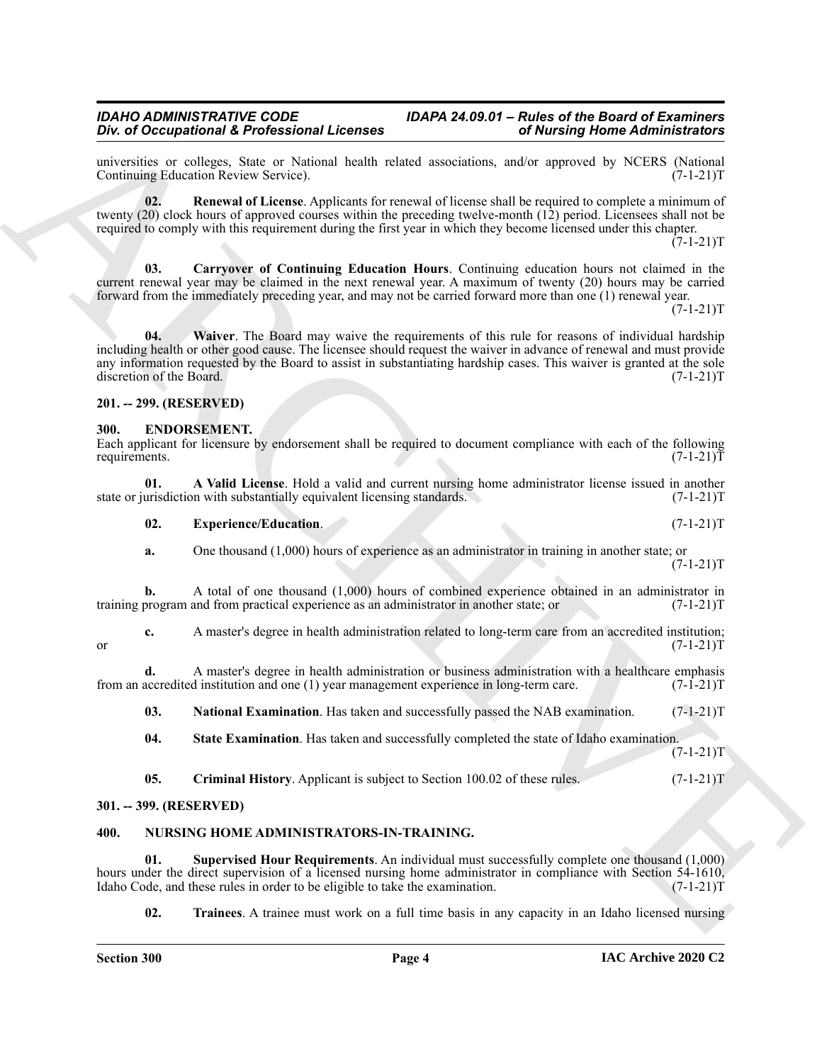universities or colleges, State or National health related associations, and/or approved by NCERS (National Continuing Education Review Service). (7-1-21)T

**02. Renewal of License**. Applicants for renewal of license shall be required to complete a minimum of twenty (20) clock hours of approved courses within the preceding twelve-month (12) period. Licensees shall not be required to comply with this requirement during the first year in which they become licensed under this chapter. (7-1-21)T

**03. Carryover of Continuing Education Hours**. Continuing education hours not claimed in the current renewal year may be claimed in the next renewal year. A maximum of twenty (20) hours may be carried forward from the immediately preceding year, and may not be carried forward more than one (1) renewal year. (7-1-21)T

**04. Waiver**. The Board may waive the requirements of this rule for reasons of individual hardship including health or other good cause. The licensee should request the waiver in advance of renewal and must provide any information requested by the Board to assist in substantiating hardship cases. This waiver is granted at the sole discretion of the Board. (7-1-21)T

## 201. -- 299. (RESERVED)

## 300. ENDORSEMENT.

Each applicant for licensure by endorsement shall be required to document compliance with each of the following requirements. (7-1-21)T

**01. A Valid License**. Hold a valid and current nursing home administrator license issued in another state or jurisdiction with substantially equivalent licensing standards. (7-1-21)T

**02. Experience/Education**. (7-1-21)T

**a.** One thousand (1,000) hours of experience as an administrator in training in another state; or (7-1-21)T

**b.** A total of one thousand (1,000) hours of combined experience obtained in an administrator in training program and from practical experience as an administrator in another state; or (7-1-21)T

**c.** A master's degree in health administration related to long-term care from an accredited institution; or (7-1-21)T

**d.** A master's degree in health administration or business administration with a healthcare emphasis from an accredited institution and one (1) year management experience in long-term care. (7-1-21)T

**03. National Examination**. Has taken and successfully passed the NAB examination. (7-1-21)T

**04. State Examination**. Has taken and successfully completed the state of Idaho examination. (7-1-21)T

**05. Criminal History**. Applicant is subject to Section 100.02 of these rules. (7-1-21)T

## 301. -- 399. (RESERVED)

## 400. NURSING HOME ADMINISTRATORS-IN-TRAINING.

**01. Supervised Hour Requirements**. An individual must successfully complete one thousand (1,000) hours under the direct supervision of a licensed nursing home administrator in compliance with Section 54-1610, Idaho Code, and these rules in order to be eligible to take the examination. (7-1-21)T

**02. Trainees**. A trainee must work on a full time basis in any capacity in an Idaho licensed nursing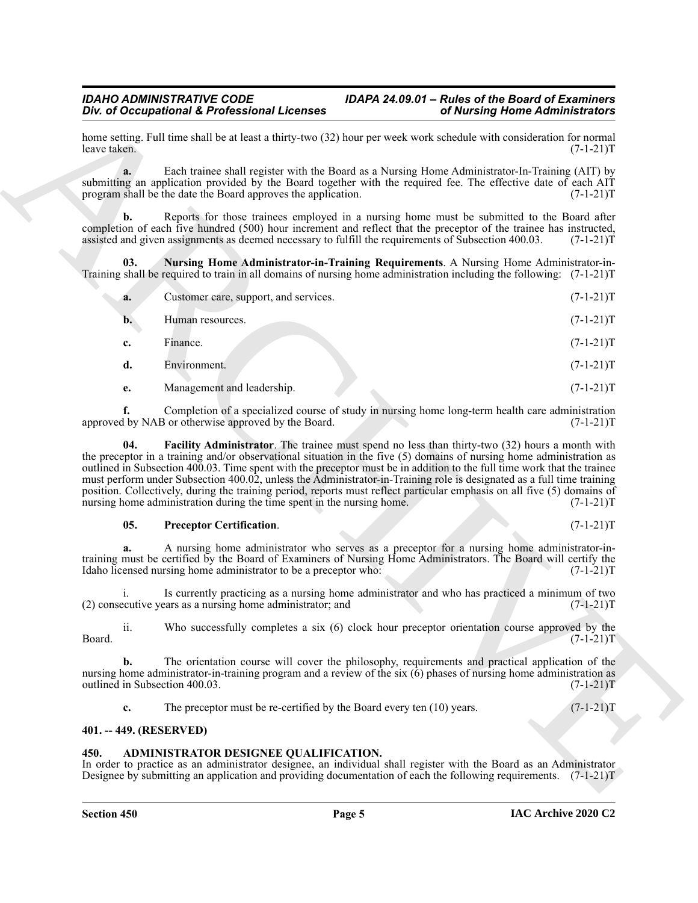home setting. Full time shall be at least a thirty-two (32) hour per week work schedule with consideration for normal leave taken. (7-1-21)T

**a.** Each trainee shall register with the Board as a Nursing Home Administrator-In-Training (AIT) by submitting an application provided by the Board together with the required fee. The effective date of each AIT program shall be the date the Board approves the application. (7-1-21)T

**b.** Reports for those trainees employed in a nursing home must be submitted to the Board after completion of each five hundred (500) hour increment and reflect that the preceptor of the trainee has instructed, assisted and given assignments as deemed necessary to fulfill the requirements of Subsection 400.03. (7-1-21)T

**03. Nursing Home Administrator-in-Training Requirements**. A Nursing Home Administrator-in-Training shall be required to train in all domains of nursing home administration including the following: (7-1-21)T

**a.** Customer care, support, and services. (7-1-21)T

**b.** Human resources. (7-1-21)T

**c.** Finance. (7-1-21)T

**d.** Environment. (7-1-21)T

**e.** Management and leadership. (7-1-21)T

**f.** Completion of a specialized course of study in nursing home long-term health care administration approved by NAB or otherwise approved by the Board. (7-1-21)T

**04. Facility Administrator**. The trainee must spend no less than thirty-two (32) hours a month with the preceptor in a training and/or observational situation in the five (5) domains of nursing home administration as outlined in Subsection 400.03. Time spent with the preceptor must be in addition to the full time work that the trainee must perform under Subsection 400.02, unless the Administrator-in-Training role is designated as a full time training position. Collectively, during the training period, reports must reflect particular emphasis on all five (5) domains of nursing home administration during the time spent in the nursing home. (7-1-21)T

**05. Preceptor Certification**. (7-1-21)T

**a.** A nursing home administrator who serves as a preceptor for a nursing home administrator-in-training must be certified by the Board of Examiners of Nursing Home Administrators. The Board will certify the Idaho licensed nursing home administrator to be a preceptor who: (7-1-21)T

i. Is currently practicing as a nursing home administrator and who has practiced a minimum of two (2) consecutive years as a nursing home administrator; and (7-1-21)T

ii. Who successfully completes a six (6) clock hour preceptor orientation course approved by the Board. (7-1-21)T

**b.** The orientation course will cover the philosophy, requirements and practical application of the nursing home administrator-in-training program and a review of the six (6) phases of nursing home administration as outlined in Subsection 400.03. (7-1-21)T

**c.** The preceptor must be re-certified by the Board every ten (10) years. (7-1-21)T

## 401. -- 449. (RESERVED)

## 450. ADMINISTRATOR DESIGNEE QUALIFICATION.

In order to practice as an administrator designee, an individual shall register with the Board as an Administrator Designee by submitting an application and providing documentation of each the following requirements. (7-1-21)T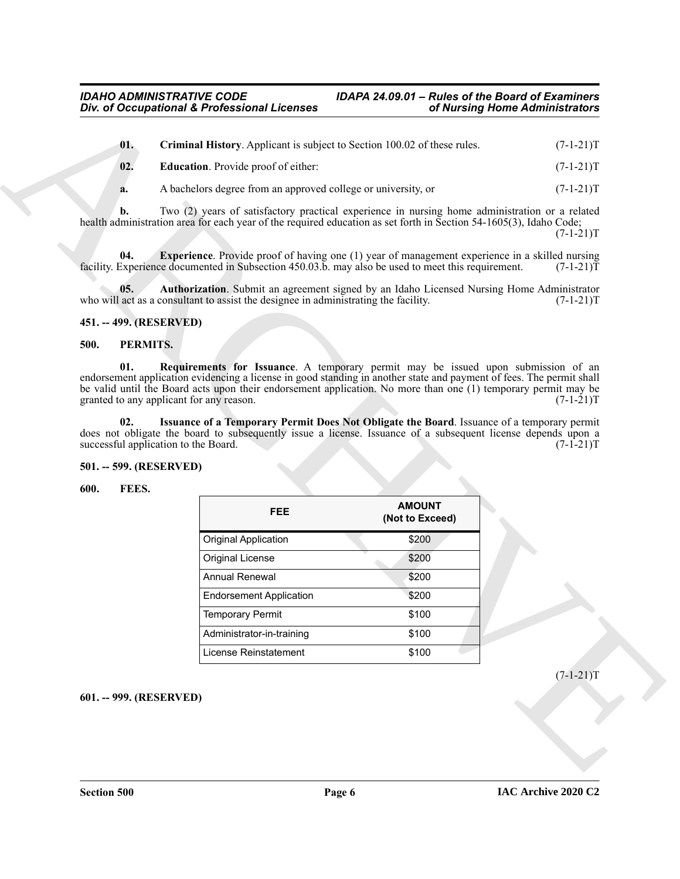**01. Criminal History**. Applicant is subject to Section 100.02 of these rules. (7-1-21)T

**02. Education**. Provide proof of either: (7-1-21)T

**a.** A bachelors degree from an approved college or university, or (7-1-21)T

**b.** Two (2) years of satisfactory practical experience in nursing home administration or a related health administration area for each year of the required education as set forth in Section 54-1605(3), Idaho Code; (7-1-21)T

**04. Experience**. Provide proof of having one (1) year of management experience in a skilled nursing facility. Experience documented in Subsection 450.03.b. may also be used to meet this requirement. (7-1-21)T

**05. Authorization**. Submit an agreement signed by an Idaho Licensed Nursing Home Administrator who will act as a consultant to assist the designee in administrating the facility. (7-1-21)T

**451. -- 499. (RESERVED)**

**500. PERMITS.**

**01. Requirements for Issuance**. A temporary permit may be issued upon submission of an endorsement application evidencing a license in good standing in another state and payment of fees. The permit shall be valid until the Board acts upon their endorsement application. No more than one (1) temporary permit may be granted to any applicant for any reason. (7-1-21)T

**02. Issuance of a Temporary Permit Does Not Obligate the Board**. Issuance of a temporary permit does not obligate the board to subsequently issue a license. Issuance of a subsequent license depends upon a successful application to the Board. (7-1-21)T

**501. -- 599. (RESERVED)**

**600. FEES.**

| FEE | AMOUNT (Not to Exceed) |
|---|---|
| Original Application | $200 |
| Original License | $200 |
| Annual Renewal | $200 |
| Endorsement Application | $200 |
| Temporary Permit | $100 |
| Administrator-in-training | $100 |
| License Reinstatement | $100 |

(7-1-21)T

**601. -- 999. (RESERVED)**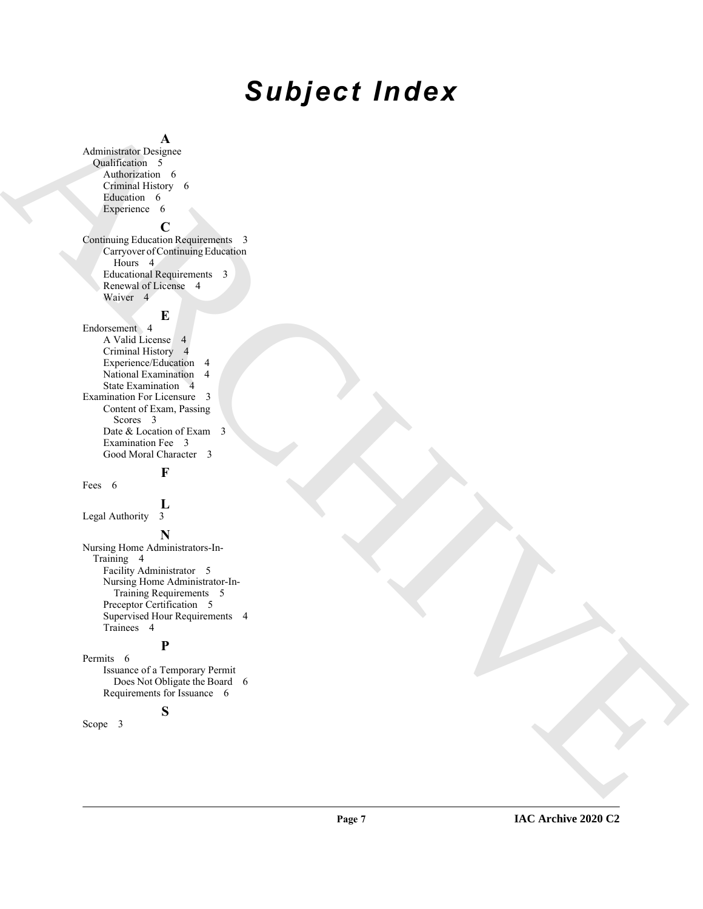# Subject Index

**A**

Administrator Designee Qualification 5
- Authorization 6
- Criminal History 6
- Education 6
- Experience 6

**C**

Continuing Education Requirements 3
- Carryover of Continuing Education Hours 4
- Educational Requirements 3
- Renewal of License 4
- Waiver 4

**E**

Endorsement 4
- A Valid License 4
- Criminal History 4
- Experience/Education 4
- National Examination 4
- State Examination 4

Examination For Licensure 3
- Content of Exam, Passing Scores 3
- Date & Location of Exam 3
- Examination Fee 3
- Good Moral Character 3

**F**

Fees 6

**L**

Legal Authority 3

**N**

Nursing Home Administrators-In-Training 4
- Facility Administrator 5
- Nursing Home Administrator-In-Training Requirements 5
- Preceptor Certification 5
- Supervised Hour Requirements 4
- Trainees 4

**P**

Permits 6
- Issuance of a Temporary Permit Does Not Obligate the Board 6
- Requirements for Issuance 6

**S**

Scope 3